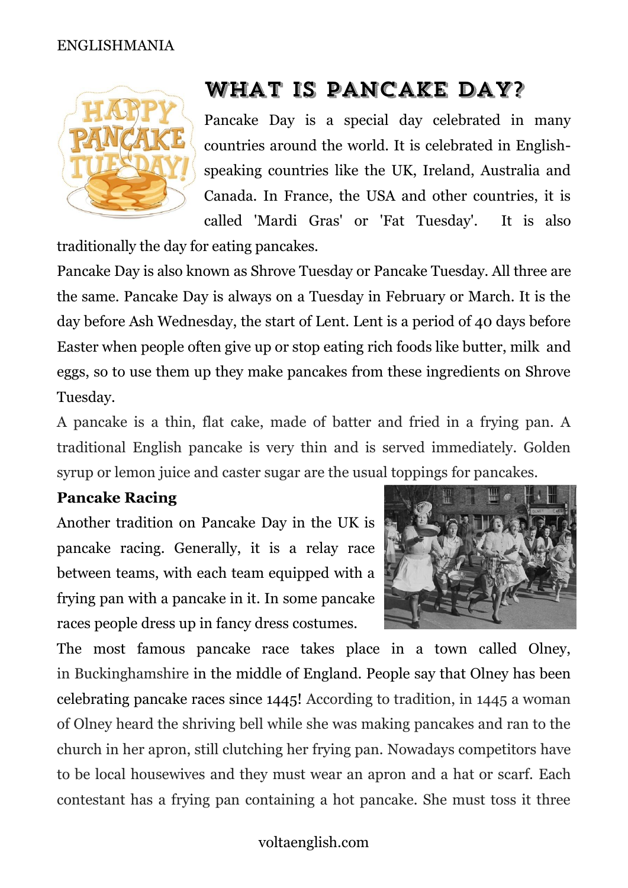# WHAT IS PANCAKE DAY?

Pancake Day is a special day celebrated in many countries around the world. It is celebrated in English-speaking countries like the UK, Ireland, Australia and Canada. In France, the USA and other countries, it is called 'Mardi Gras' or 'Fat Tuesday'. It is also traditionally the day for eating pancakes.

Pancake Day is also known as Shrove Tuesday or Pancake Tuesday. All three are the same. Pancake Day is always on a Tuesday in February or March. It is the day before Ash Wednesday, the start of Lent. Lent is a period of 40 days before Easter when people often give up or stop eating rich foods like butter, milk and eggs, so to use them up they make pancakes from these ingredients on Shrove Tuesday.

A pancake is a thin, flat cake, made of batter and fried in a frying pan. A traditional English pancake is very thin and is served immediately. Golden syrup or lemon juice and caster sugar are the usual toppings for pancakes.

**Pancake Racing**

Another tradition on Pancake Day in the UK is pancake racing. Generally, it is a relay race between teams, with each team equipped with a frying pan with a pancake in it. In some pancake races people dress up in fancy dress costumes.

The most famous pancake race takes place in a town called Olney, in Buckinghamshire in the middle of England. People say that Olney has been celebrating pancake races since 1445! According to tradition, in 1445 a woman of Olney heard the shriving bell while she was making pancakes and ran to the church in her apron, still clutching her frying pan. Nowadays competitors have to be local housewives and they must wear an apron and a hat or scarf. Each contestant has a frying pan containing a hot pancake. She must toss it three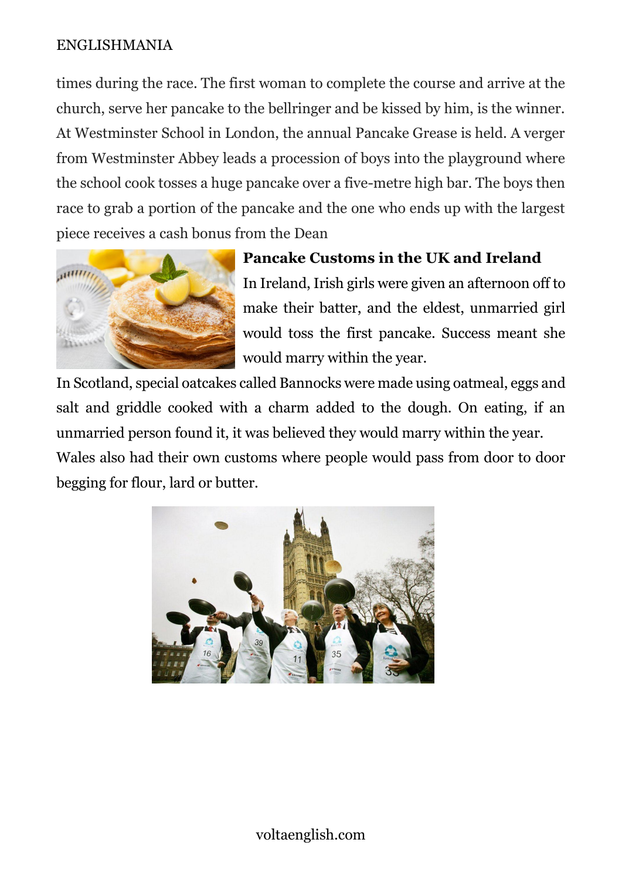times during the race. The first woman to complete the course and arrive at the church, serve her pancake to the bellringer and be kissed by him, is the winner. At Westminster School in London, the annual Pancake Grease is held. A verger from Westminster Abbey leads a procession of boys into the playground where the school cook tosses a huge pancake over a five-metre high bar. The boys then race to grab a portion of the pancake and the one who ends up with the largest piece receives a cash bonus from the Dean

**Pancake Customs in the UK and Ireland**

In Ireland, Irish girls were given an afternoon off to make their batter, and the eldest, unmarried girl would toss the first pancake. Success meant she would marry within the year.

In Scotland, special oatcakes called Bannocks were made using oatmeal, eggs and salt and griddle cooked with a charm added to the dough. On eating, if an unmarried person found it, it was believed they would marry within the year.

Wales also had their own customs where people would pass from door to door begging for flour, lard or butter.